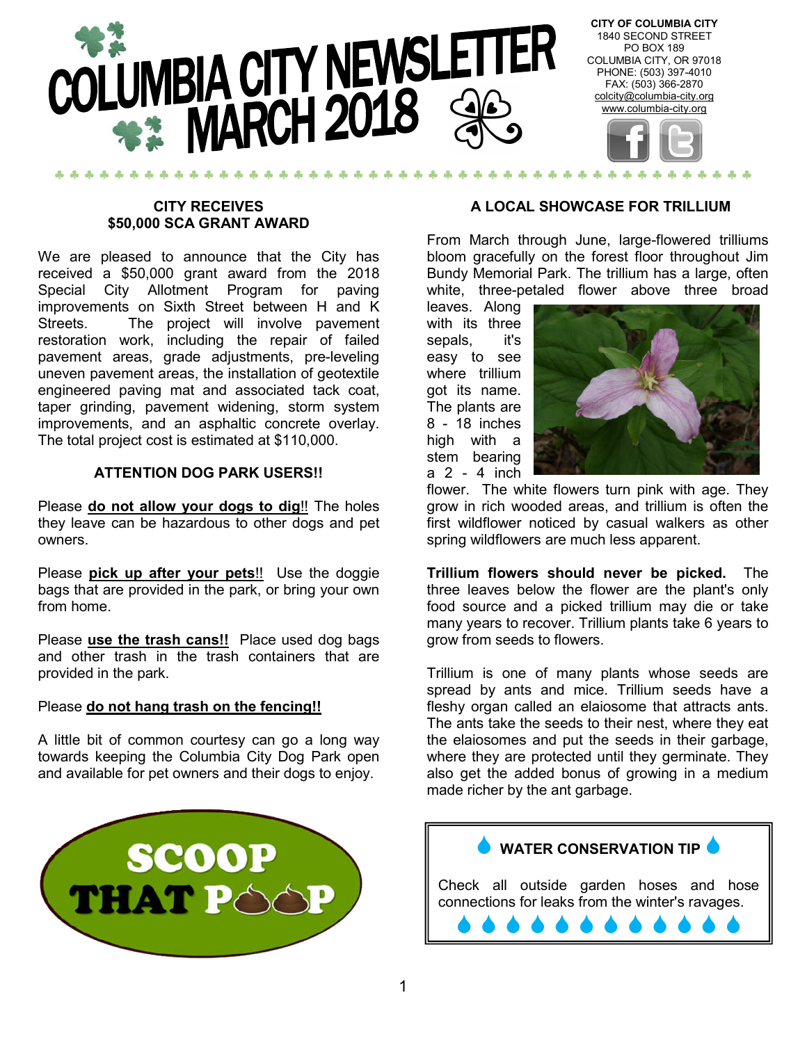# COLUMBIA CITY NEWSLETTER MARCH 2018

**CITY OF COLUMBIA CITY**
1840 SECOND STREET
PO BOX 189
COLUMBIA CITY, OR 97018
PHONE: (503) 397-4010
FAX: (503) 366-2870
colcity@columbia-city.org
www.columbia-city.org

## CITY RECEIVES $50,000 SCA GRANT AWARD

We are pleased to announce that the City has received a $50,000 grant award from the 2018 Special City Allotment Program for paving improvements on Sixth Street between H and K Streets. The project will involve pavement restoration work, including the repair of failed pavement areas, grade adjustments, pre-leveling uneven pavement areas, the installation of geotextile engineered paving mat and associated tack coat, taper grinding, pavement widening, storm system improvements, and an asphaltic concrete overlay. The total project cost is estimated at $110,000.

## ATTENTION DOG PARK USERS!!

Please **do not allow your dogs to dig**!! The holes they leave can be hazardous to other dogs and pet owners.

Please **pick up after your pets**!! Use the doggie bags that are provided in the park, or bring your own from home.

Please **use the trash cans!!** Place used dog bags and other trash in the trash containers that are provided in the park.

Please **do not hang trash on the fencing!!**

A little bit of common courtesy can go a long way towards keeping the Columbia City Dog Park open and available for pet owners and their dogs to enjoy.

SCOOP THAT POOP

## A LOCAL SHOWCASE FOR TRILLIUM

From March through June, large-flowered trilliums bloom gracefully on the forest floor throughout Jim Bundy Memorial Park. The trillium has a large, often white, three-petaled flower above three broad leaves. Along with its three sepals, it's easy to see where trillium got its name. The plants are 8 - 18 inches high with a stem bearing a 2 - 4 inch flower. The white flowers turn pink with age. They grow in rich wooded areas, and trillium is often the first wildflower noticed by casual walkers as other spring wildflowers are much less apparent.

**Trillium flowers should never be picked.** The three leaves below the flower are the plant's only food source and a picked trillium may die or take many years to recover. Trillium plants take 6 years to grow from seeds to flowers.

Trillium is one of many plants whose seeds are spread by ants and mice. Trillium seeds have a fleshy organ called an elaiosome that attracts ants. The ants take the seeds to their nest, where they eat the elaiosomes and put the seeds in their garbage, where they are protected until they germinate. They also get the added bonus of growing in a medium made richer by the ant garbage.

### WATER CONSERVATION TIP

Check all outside garden hoses and hose connections for leaks from the winter's ravages.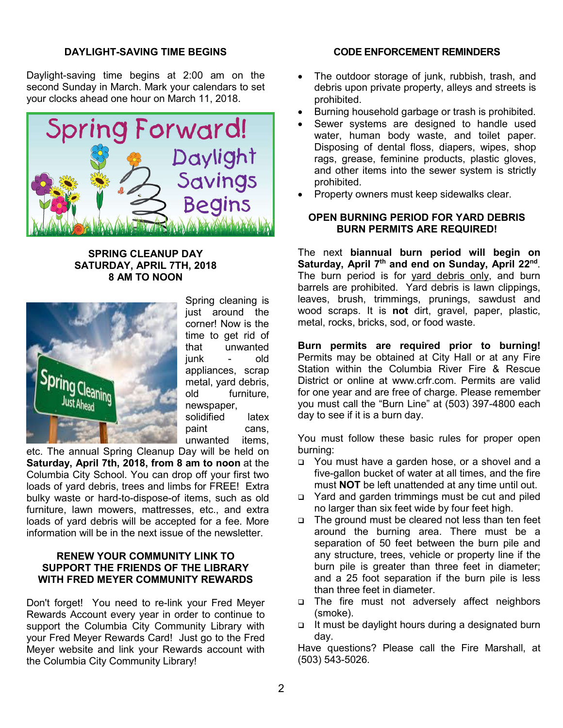## DAYLIGHT-SAVING TIME BEGINS

Daylight-saving time begins at 2:00 am on the second Sunday in March. Mark your calendars to set your clocks ahead one hour on March 11, 2018.

## SPRING CLEANUP DAY
## SATURDAY, APRIL 7TH, 2018
## 8 AM TO NOON

Spring cleaning is just around the corner! Now is the time to get rid of that unwanted junk - old appliances, scrap metal, yard debris, old furniture, newspaper, solidified latex paint cans, unwanted items, etc. The annual Spring Cleanup Day will be held on **Saturday, April 7th, 2018, from 8 am to noon** at the Columbia City School. You can drop off your first two loads of yard debris, trees and limbs for FREE! Extra bulky waste or hard-to-dispose-of items, such as old furniture, lawn mowers, mattresses, etc., and extra loads of yard debris will be accepted for a fee. More information will be in the next issue of the newsletter.

## RENEW YOUR COMMUNITY LINK TO SUPPORT THE FRIENDS OF THE LIBRARY WITH FRED MEYER COMMUNITY REWARDS

Don't forget! You need to re-link your Fred Meyer Rewards Account every year in order to continue to support the Columbia City Community Library with your Fred Meyer Rewards Card! Just go to the Fred Meyer website and link your Rewards account with the Columbia City Community Library!

## CODE ENFORCEMENT REMINDERS

- The outdoor storage of junk, rubbish, trash, and debris upon private property, alleys and streets is prohibited.
- Burning household garbage or trash is prohibited.
- Sewer systems are designed to handle used water, human body waste, and toilet paper. Disposing of dental floss, diapers, wipes, shop rags, grease, feminine products, plastic gloves, and other items into the sewer system is strictly prohibited.
- Property owners must keep sidewalks clear.

## OPEN BURNING PERIOD FOR YARD DEBRIS
## BURN PERMITS ARE REQUIRED!

The next **biannual burn period will begin on Saturday, April 7th and end on Sunday, April 22nd**. The burn period is for yard debris only, and burn barrels are prohibited. Yard debris is lawn clippings, leaves, brush, trimmings, prunings, sawdust and wood scraps. It is **not** dirt, gravel, paper, plastic, metal, rocks, bricks, sod, or food waste.

**Burn permits are required prior to burning!** Permits may be obtained at City Hall or at any Fire Station within the Columbia River Fire & Rescue District or online at www.crfr.com. Permits are valid for one year and are free of charge. Please remember you must call the "Burn Line" at (503) 397-4800 each day to see if it is a burn day.

You must follow these basic rules for proper open burning:

- You must have a garden hose, or a shovel and a five-gallon bucket of water at all times, and the fire must **NOT** be left unattended at any time until out.
- Yard and garden trimmings must be cut and piled no larger than six feet wide by four feet high.
- The ground must be cleared not less than ten feet around the burning area. There must be a separation of 50 feet between the burn pile and any structure, trees, vehicle or property line if the burn pile is greater than three feet in diameter; and a 25 foot separation if the burn pile is less than three feet in diameter.
- The fire must not adversely affect neighbors (smoke).
- It must be daylight hours during a designated burn day.

Have questions? Please call the Fire Marshall, at (503) 543-5026.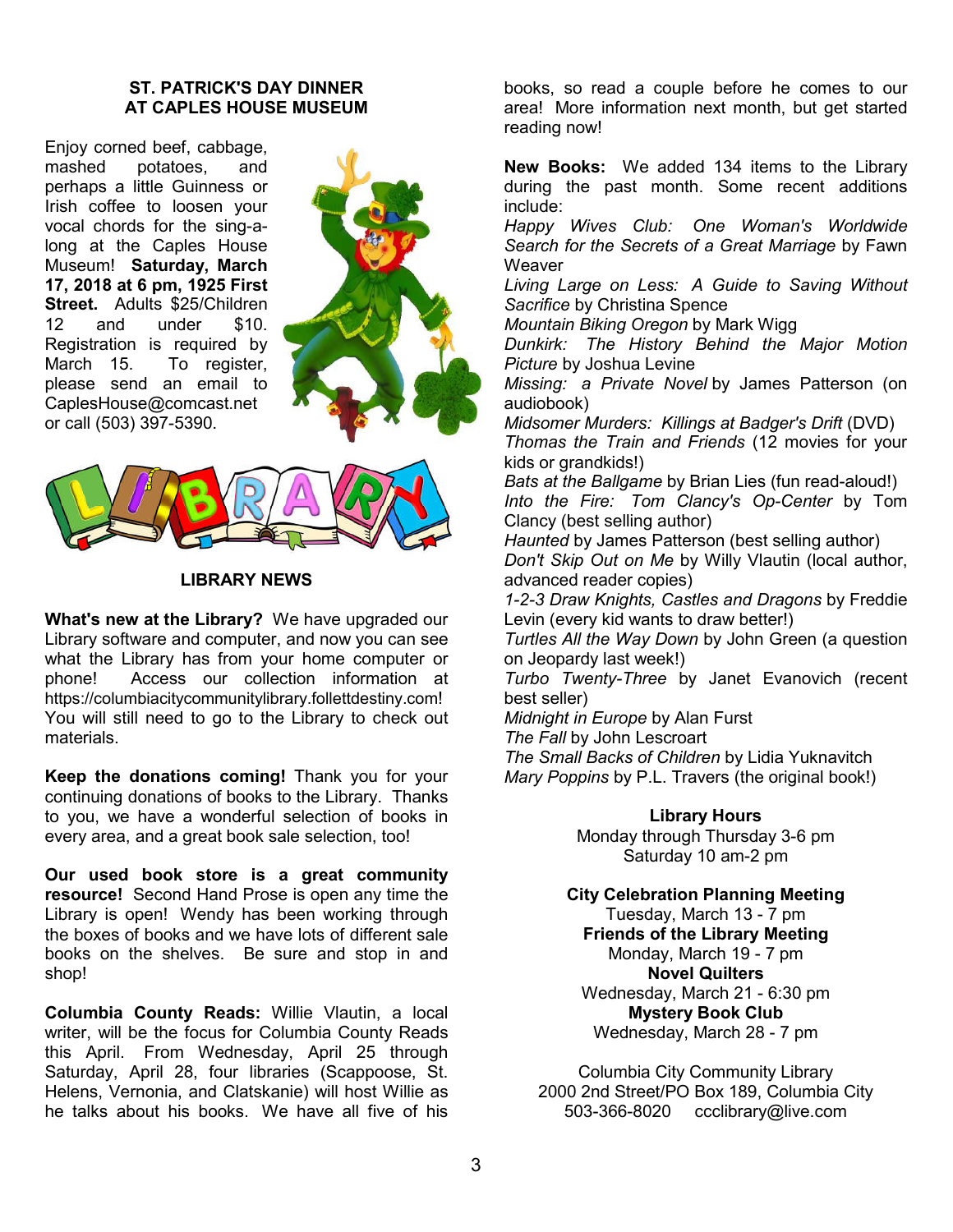## ST. PATRICK'S DAY DINNER AT CAPLES HOUSE MUSEUM

Enjoy corned beef, cabbage, mashed potatoes, and perhaps a little Guinness or Irish coffee to loosen your vocal chords for the sing-a-long at the Caples House Museum! **Saturday, March 17, 2018 at 6 pm, 1925 First Street.** Adults $25/Children 12 and under $10. Registration is required by March 15. To register, please send an email to CaplesHouse@comcast.net or call (503) 397-5390.

## LIBRARY NEWS

**What's new at the Library?** We have upgraded our Library software and computer, and now you can see what the Library has from your home computer or phone! Access our collection information at https://columbiacitycommunitylibrary.follettdestiny.com! You will still need to go to the Library to check out materials.

**Keep the donations coming!** Thank you for your continuing donations of books to the Library. Thanks to you, we have a wonderful selection of books in every area, and a great book sale selection, too!

**Our used book store is a great community resource!** Second Hand Prose is open any time the Library is open! Wendy has been working through the boxes of books and we have lots of different sale books on the shelves. Be sure and stop in and shop!

**Columbia County Reads:** Willie Vlautin, a local writer, will be the focus for Columbia County Reads this April. From Wednesday, April 25 through Saturday, April 28, four libraries (Scappoose, St. Helens, Vernonia, and Clatskanie) will host Willie as he talks about his books. We have all five of his books, so read a couple before he comes to our area! More information next month, but get started reading now!

**New Books:** We added 134 items to the Library during the past month. Some recent additions include:

*Happy Wives Club: One Woman's Worldwide Search for the Secrets of a Great Marriage* by Fawn Weaver
*Living Large on Less: A Guide to Saving Without Sacrifice* by Christina Spence
*Mountain Biking Oregon* by Mark Wigg
*Dunkirk: The History Behind the Major Motion Picture* by Joshua Levine
*Missing: a Private Novel* by James Patterson (on audiobook)
*Midsomer Murders: Killings at Badger's Drift* (DVD)
*Thomas the Train and Friends* (12 movies for your kids or grandkids!)
*Bats at the Ballgame* by Brian Lies (fun read-aloud!)
*Into the Fire: Tom Clancy's Op-Center* by Tom Clancy (best selling author)
*Haunted* by James Patterson (best selling author)
*Don't Skip Out on Me* by Willy Vlautin (local author, advanced reader copies)
*1-2-3 Draw Knights, Castles and Dragons* by Freddie Levin (every kid wants to draw better!)
*Turtles All the Way Down* by John Green (a question on Jeopardy last week!)
*Turbo Twenty-Three* by Janet Evanovich (recent best seller)
*Midnight in Europe* by Alan Furst
*The Fall* by John Lescroart
*The Small Backs of Children* by Lidia Yuknavitch
*Mary Poppins* by P.L. Travers (the original book!)

**Library Hours**
Monday through Thursday 3-6 pm
Saturday 10 am-2 pm

**City Celebration Planning Meeting**
Tuesday, March 13 - 7 pm
**Friends of the Library Meeting**
Monday, March 19 - 7 pm
**Novel Quilters**
Wednesday, March 21 - 6:30 pm
**Mystery Book Club**
Wednesday, March 28 - 7 pm

Columbia City Community Library
2000 2nd Street/PO Box 189, Columbia City
503-366-8020 ccclibrary@live.com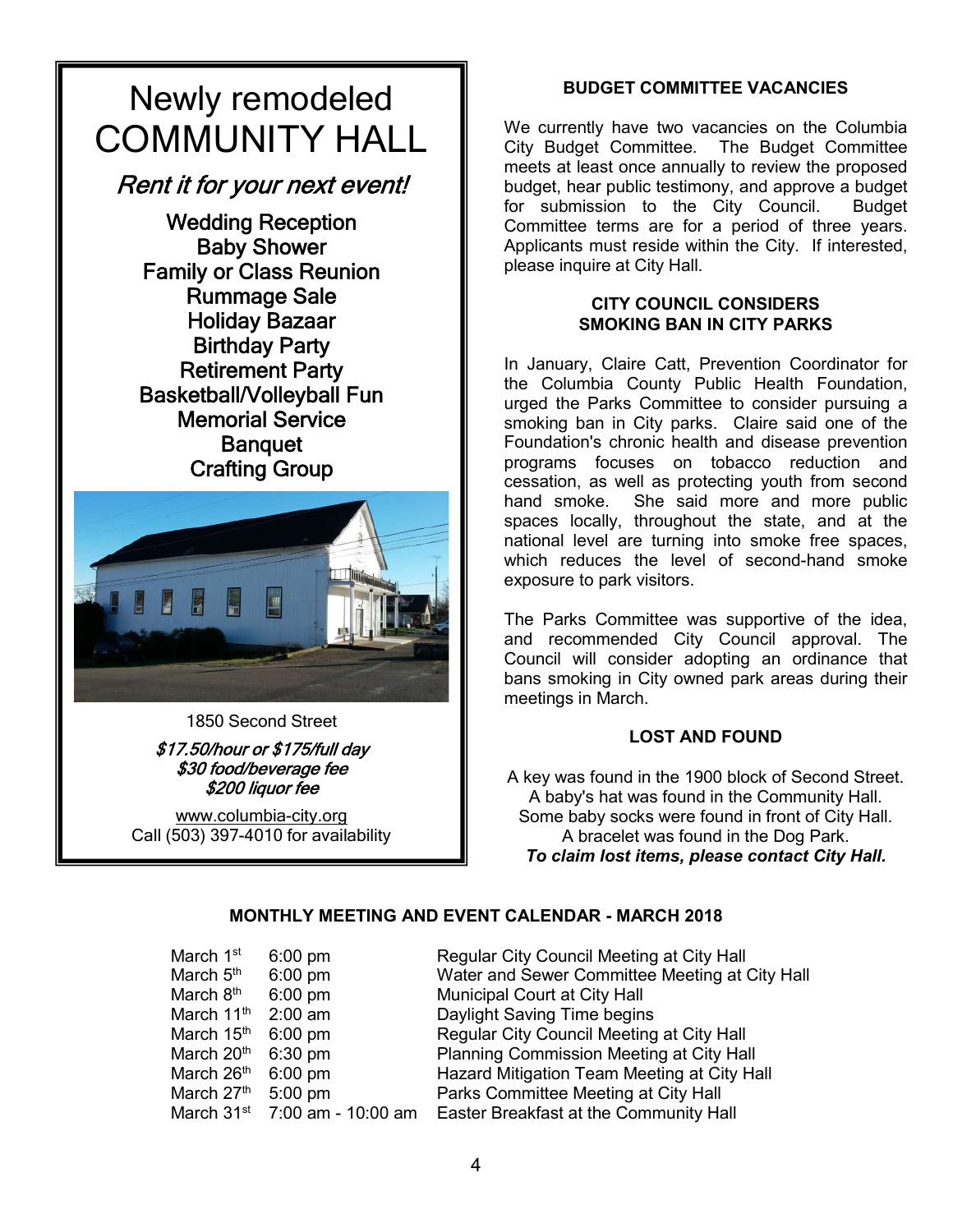# Newly remodeled COMMUNITY HALL

*Rent it for your next event!*

**Wedding Reception**
**Baby Shower**
**Family or Class Reunion**
**Rummage Sale**
**Holiday Bazaar**
**Birthday Party**
**Retirement Party**
**Basketball/Volleyball Fun**
**Memorial Service**
**Banquet**
**Crafting Group**

1850 Second Street

***$17.50/hour or $175/full day***
***$30 food/beverage fee***
***$200 liquor fee***

www.columbia-city.org
Call (503) 397-4010 for availability

### BUDGET COMMITTEE VACANCIES

We currently have two vacancies on the Columbia City Budget Committee. The Budget Committee meets at least once annually to review the proposed budget, hear public testimony, and approve a budget for submission to the City Council. Budget Committee terms are for a period of three years. Applicants must reside within the City. If interested, please inquire at City Hall.

### CITY COUNCIL CONSIDERS SMOKING BAN IN CITY PARKS

In January, Claire Catt, Prevention Coordinator for the Columbia County Public Health Foundation, urged the Parks Committee to consider pursuing a smoking ban in City parks. Claire said one of the Foundation's chronic health and disease prevention programs focuses on tobacco reduction and cessation, as well as protecting youth from second hand smoke. She said more and more public spaces locally, throughout the state, and at the national level are turning into smoke free spaces, which reduces the level of second-hand smoke exposure to park visitors.

The Parks Committee was supportive of the idea, and recommended City Council approval. The Council will consider adopting an ordinance that bans smoking in City owned park areas during their meetings in March.

### LOST AND FOUND

A key was found in the 1900 block of Second Street.
A baby's hat was found in the Community Hall.
Some baby socks were found in front of City Hall.
A bracelet was found in the Dog Park.
***To claim lost items, please contact City Hall.***

### MONTHLY MEETING AND EVENT CALENDAR - MARCH 2018

| | | |
|---|---|---|
| March 1st | 6:00 pm | Regular City Council Meeting at City Hall |
| March 5th | 6:00 pm | Water and Sewer Committee Meeting at City Hall |
| March 8th | 6:00 pm | Municipal Court at City Hall |
| March 11th | 2:00 am | Daylight Saving Time begins |
| March 15th | 6:00 pm | Regular City Council Meeting at City Hall |
| March 20th | 6:30 pm | Planning Commission Meeting at City Hall |
| March 26th | 6:00 pm | Hazard Mitigation Team Meeting at City Hall |
| March 27th | 5:00 pm | Parks Committee Meeting at City Hall |
| March 31st | 7:00 am - 10:00 am | Easter Breakfast at the Community Hall |